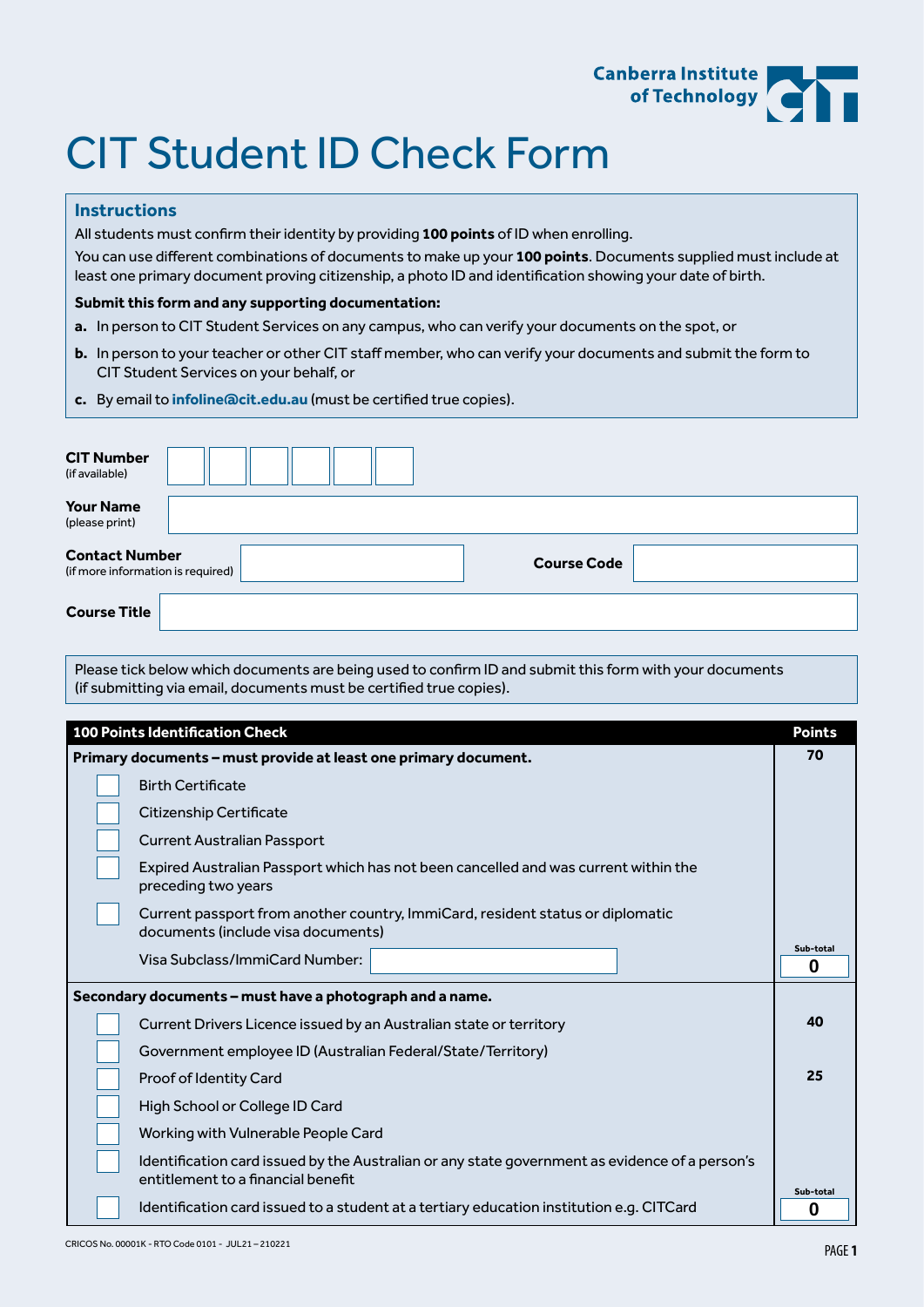Canberra Institute of Technology

# CIT Student ID Check Form

## Instructions

All students must confirm their identity by providing **100 points** of ID when enrolling.

You can use different combinations of documents to make up your **100 points**. Documents supplied must include at least one primary document proving citizenship, a photo ID and identification showing your date of birth.

**Submit this form and any supporting documentation:**

- **a.** In person to CIT Student Services on any campus, who can verify your documents on the spot, or
- **b.** In person to your teacher or other CIT staff member, who can verify your documents and submit the form to CIT Student Services on your behalf, or
- **c.** By email to **infoline@cit.edu.au** (must be certified true copies).

**CIT Number** (if available): ☐☐☐☐☐☐

**Your Name** (please print): ____________________

**Contact Number** (if more information is required): ____________________ **Course Code**: ____________________

**Course Title**: ____________________

Please tick below which documents are being used to confirm ID and submit this form with your documents (if submitting via email, documents must be certified true copies).

| **100 Points Identification Check** | **Points** |
|---|---|
| **Primary documents – must provide at least one primary document.** | **70** |
| ☐ Birth Certificate | |
| ☐ Citizenship Certificate | |
| ☐ Current Australian Passport | |
| ☐ Expired Australian Passport which has not been cancelled and was current within the preceding two years | |
| ☐ Current passport from another country, ImmiCard, resident status or diplomatic documents (include visa documents) | |
| Visa Subclass/ImmiCard Number: ____________ | Sub-total **0** |
| **Secondary documents – must have a photograph and a name.** | |
| ☐ Current Drivers Licence issued by an Australian state or territory | **40** |
| ☐ Government employee ID (Australian Federal/State/Territory) | |
| ☐ Proof of Identity Card | **25** |
| ☐ High School or College ID Card | |
| ☐ Working with Vulnerable People Card | |
| ☐ Identification card issued by the Australian or any state government as evidence of a person's entitlement to a financial benefit | |
| ☐ Identification card issued to a student at a tertiary education institution e.g. CITCard | Sub-total **0** |

CRICOS No. 00001K - RTO Code 0101 - JUL21 – 210221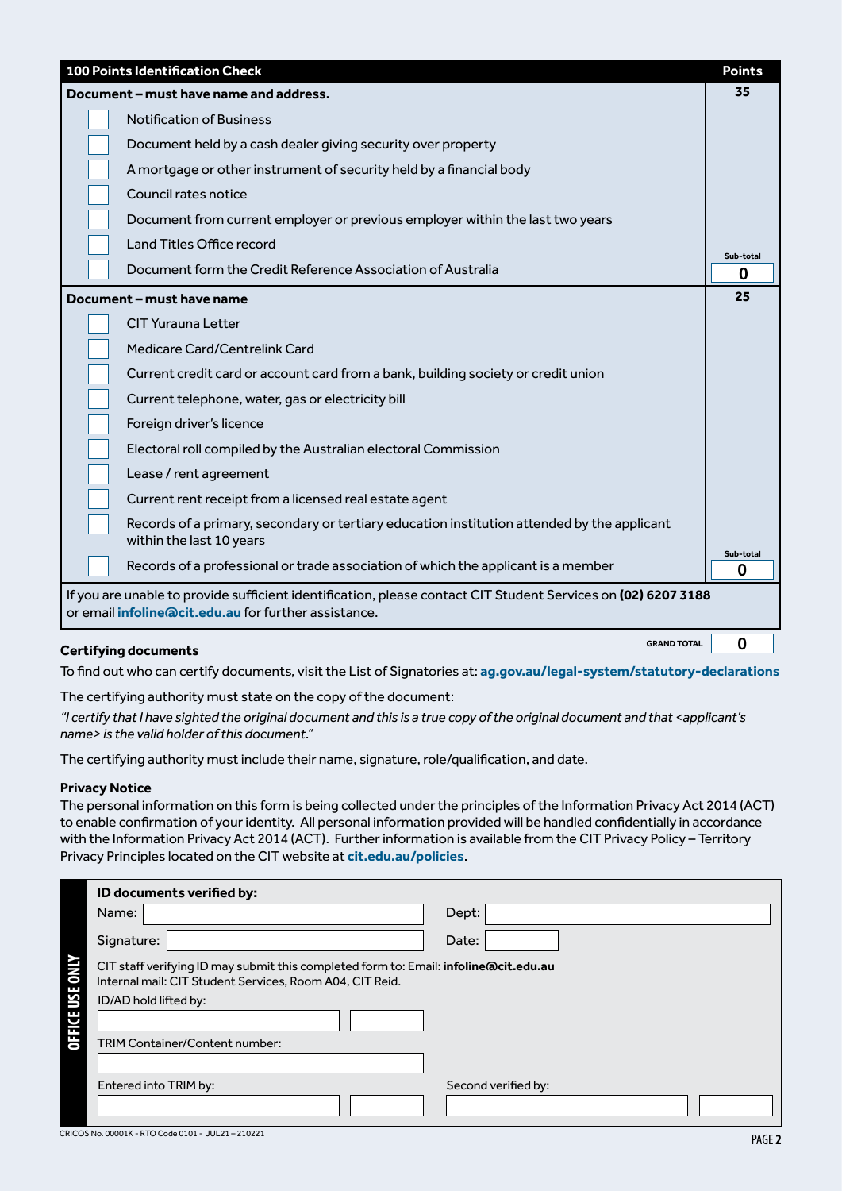| 100 Points Identification Check | Points |
| --- | --- |
| **Document – must have name and address.** | 35 |
| ☐ Notification of Business | |
| ☐ Document held by a cash dealer giving security over property | |
| ☐ A mortgage or other instrument of security held by a financial body | |
| ☐ Council rates notice | |
| ☐ Document from current employer or previous employer within the last two years | |
| ☐ Land Titles Office record | |
| ☐ Document form the Credit Reference Association of Australia | Sub-total 0 |
| **Document – must have name** | 25 |
| ☐ CIT Yurauna Letter | |
| ☐ Medicare Card/Centrelink Card | |
| ☐ Current credit card or account card from a bank, building society or credit union | |
| ☐ Current telephone, water, gas or electricity bill | |
| ☐ Foreign driver's licence | |
| ☐ Electoral roll compiled by the Australian electoral Commission | |
| ☐ Lease / rent agreement | |
| ☐ Current rent receipt from a licensed real estate agent | |
| ☐ Records of a primary, secondary or tertiary education institution attended by the applicant within the last 10 years | |
| ☐ Records of a professional or trade association of which the applicant is a member | Sub-total 0 |
| If you are unable to provide sufficient identification, please contact CIT Student Services on **(02) 6207 3188** or email **infoline@cit.edu.au** for further assistance. | |

GRAND TOTAL 0

**Certifying documents**

To find out who can certify documents, visit the List of Signatories at: **ag.gov.au/legal-system/statutory-declarations**

The certifying authority must state on the copy of the document:

*"I certify that I have sighted the original document and this is a true copy of the original document and that <applicant's name> is the valid holder of this document."*

The certifying authority must include their name, signature, role/qualification, and date.

**Privacy Notice**

The personal information on this form is being collected under the principles of the Information Privacy Act 2014 (ACT) to enable confirmation of your identity. All personal information provided will be handled confidentially in accordance with the Information Privacy Act 2014 (ACT). Further information is available from the CIT Privacy Policy – Territory Privacy Principles located on the CIT website at **cit.edu.au/policies**.

**OFFICE USE ONLY**

**ID documents verified by:**

Name: ____________________ Dept: ____________________

Signature: ____________________ Date: __________

CIT staff verifying ID may submit this completed form to: Email: **infoline@cit.edu.au**
Internal mail: CIT Student Services, Room A04, CIT Reid.

ID/AD hold lifted by:

____________________ __________

TRIM Container/Content number:

____________________

Entered into TRIM by: ____________________ __________

Second verified by: ____________________ __________

CRICOS No. 00001K - RTO Code 0101 - JUL21 – 210221